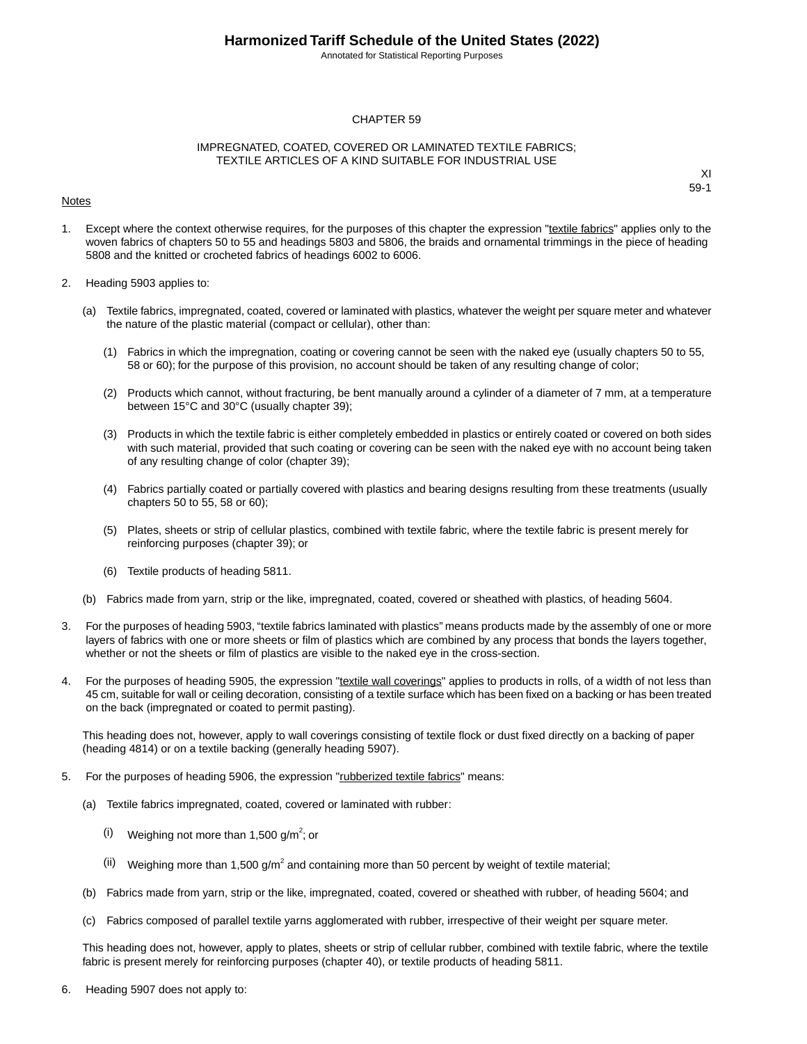# CHAPTER 59

## IMPREGNATED, COATED, COVERED OR LAMINATED TEXTILE FABRICS; TEXTILE ARTICLES OF A KIND SUITABLE FOR INDUSTRIAL USE

XI
59-1

Notes

1. Except where the context otherwise requires, for the purposes of this chapter the expression "textile fabrics" applies only to the woven fabrics of chapters 50 to 55 and headings 5803 and 5806, the braids and ornamental trimmings in the piece of heading 5808 and the knitted or crocheted fabrics of headings 6002 to 6006.

2. Heading 5903 applies to:

   (a) Textile fabrics, impregnated, coated, covered or laminated with plastics, whatever the weight per square meter and whatever the nature of the plastic material (compact or cellular), other than:

      (1) Fabrics in which the impregnation, coating or covering cannot be seen with the naked eye (usually chapters 50 to 55, 58 or 60); for the purpose of this provision, no account should be taken of any resulting change of color;

      (2) Products which cannot, without fracturing, be bent manually around a cylinder of a diameter of 7 mm, at a temperature between 15°C and 30°C (usually chapter 39);

      (3) Products in which the textile fabric is either completely embedded in plastics or entirely coated or covered on both sides with such material, provided that such coating or covering can be seen with the naked eye with no account being taken of any resulting change of color (chapter 39);

      (4) Fabrics partially coated or partially covered with plastics and bearing designs resulting from these treatments (usually chapters 50 to 55, 58 or 60);

      (5) Plates, sheets or strip of cellular plastics, combined with textile fabric, where the textile fabric is present merely for reinforcing purposes (chapter 39); or

      (6) Textile products of heading 5811.

   (b) Fabrics made from yarn, strip or the like, impregnated, coated, covered or sheathed with plastics, of heading 5604.

3. For the purposes of heading 5903, “textile fabrics laminated with plastics” means products made by the assembly of one or more layers of fabrics with one or more sheets or film of plastics which are combined by any process that bonds the layers together, whether or not the sheets or film of plastics are visible to the naked eye in the cross-section.

4. For the purposes of heading 5905, the expression "textile wall coverings" applies to products in rolls, of a width of not less than 45 cm, suitable for wall or ceiling decoration, consisting of a textile surface which has been fixed on a backing or has been treated on the back (impregnated or coated to permit pasting).

   This heading does not, however, apply to wall coverings consisting of textile flock or dust fixed directly on a backing of paper (heading 4814) or on a textile backing (generally heading 5907).

5. For the purposes of heading 5906, the expression "rubberized textile fabrics" means:

   (a) Textile fabrics impregnated, coated, covered or laminated with rubber:

      (i) Weighing not more than 1,500 g/$m^2$; or

      (ii) Weighing more than 1,500 g/$m^2$ and containing more than 50 percent by weight of textile material;

   (b) Fabrics made from yarn, strip or the like, impregnated, coated, covered or sheathed with rubber, of heading 5604; and

   (c) Fabrics composed of parallel textile yarns agglomerated with rubber, irrespective of their weight per square meter.

   This heading does not, however, apply to plates, sheets or strip of cellular rubber, combined with textile fabric, where the textile fabric is present merely for reinforcing purposes (chapter 40), or textile products of heading 5811.

6. Heading 5907 does not apply to: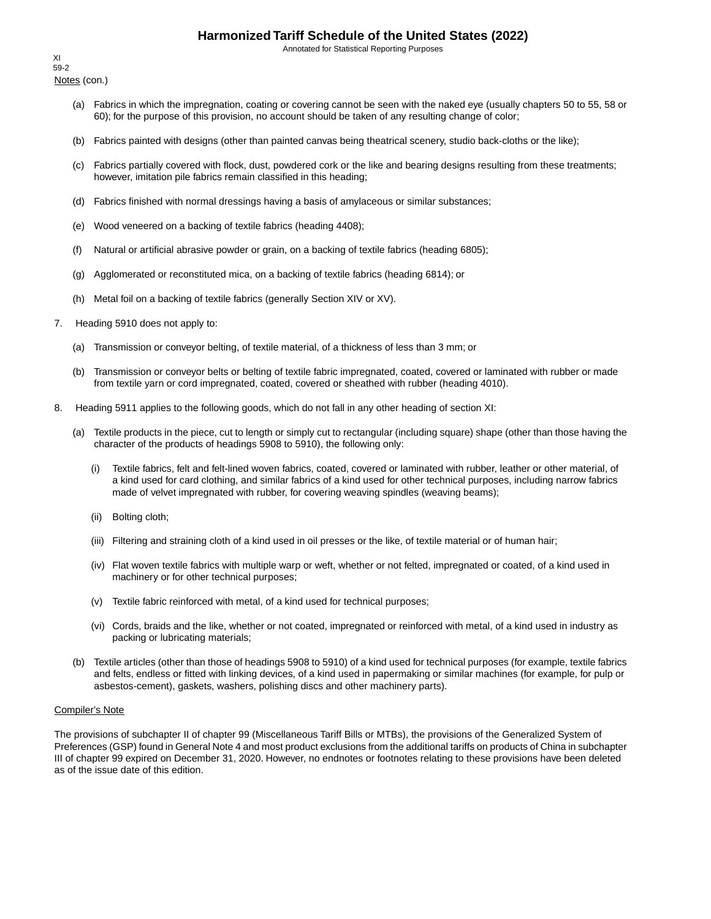Notes (con.)

(a) Fabrics in which the impregnation, coating or covering cannot be seen with the naked eye (usually chapters 50 to 55, 58 or 60); for the purpose of this provision, no account should be taken of any resulting change of color;

(b) Fabrics painted with designs (other than painted canvas being theatrical scenery, studio back-cloths or the like);

(c) Fabrics partially covered with flock, dust, powdered cork or the like and bearing designs resulting from these treatments; however, imitation pile fabrics remain classified in this heading;

(d) Fabrics finished with normal dressings having a basis of amylaceous or similar substances;

(e) Wood veneered on a backing of textile fabrics (heading 4408);

(f) Natural or artificial abrasive powder or grain, on a backing of textile fabrics (heading 6805);

(g) Agglomerated or reconstituted mica, on a backing of textile fabrics (heading 6814); or

(h) Metal foil on a backing of textile fabrics (generally Section XIV or XV).

7. Heading 5910 does not apply to:

(a) Transmission or conveyor belting, of textile material, of a thickness of less than 3 mm; or

(b) Transmission or conveyor belts or belting of textile fabric impregnated, coated, covered or laminated with rubber or made from textile yarn or cord impregnated, coated, covered or sheathed with rubber (heading 4010).

8. Heading 5911 applies to the following goods, which do not fall in any other heading of section XI:

(a) Textile products in the piece, cut to length or simply cut to rectangular (including square) shape (other than those having the character of the products of headings 5908 to 5910), the following only:

(i) Textile fabrics, felt and felt-lined woven fabrics, coated, covered or laminated with rubber, leather or other material, of a kind used for card clothing, and similar fabrics of a kind used for other technical purposes, including narrow fabrics made of velvet impregnated with rubber, for covering weaving spindles (weaving beams);

(ii) Bolting cloth;

(iii) Filtering and straining cloth of a kind used in oil presses or the like, of textile material or of human hair;

(iv) Flat woven textile fabrics with multiple warp or weft, whether or not felted, impregnated or coated, of a kind used in machinery or for other technical purposes;

(v) Textile fabric reinforced with metal, of a kind used for technical purposes;

(vi) Cords, braids and the like, whether or not coated, impregnated or reinforced with metal, of a kind used in industry as packing or lubricating materials;

(b) Textile articles (other than those of headings 5908 to 5910) of a kind used for technical purposes (for example, textile fabrics and felts, endless or fitted with linking devices, of a kind used in papermaking or similar machines (for example, for pulp or asbestos-cement), gaskets, washers, polishing discs and other machinery parts).

Compiler's Note

The provisions of subchapter II of chapter 99 (Miscellaneous Tariff Bills or MTBs), the provisions of the Generalized System of Preferences (GSP) found in General Note 4 and most product exclusions from the additional tariffs on products of China in subchapter III of chapter 99 expired on December 31, 2020. However, no endnotes or footnotes relating to these provisions have been deleted as of the issue date of this edition.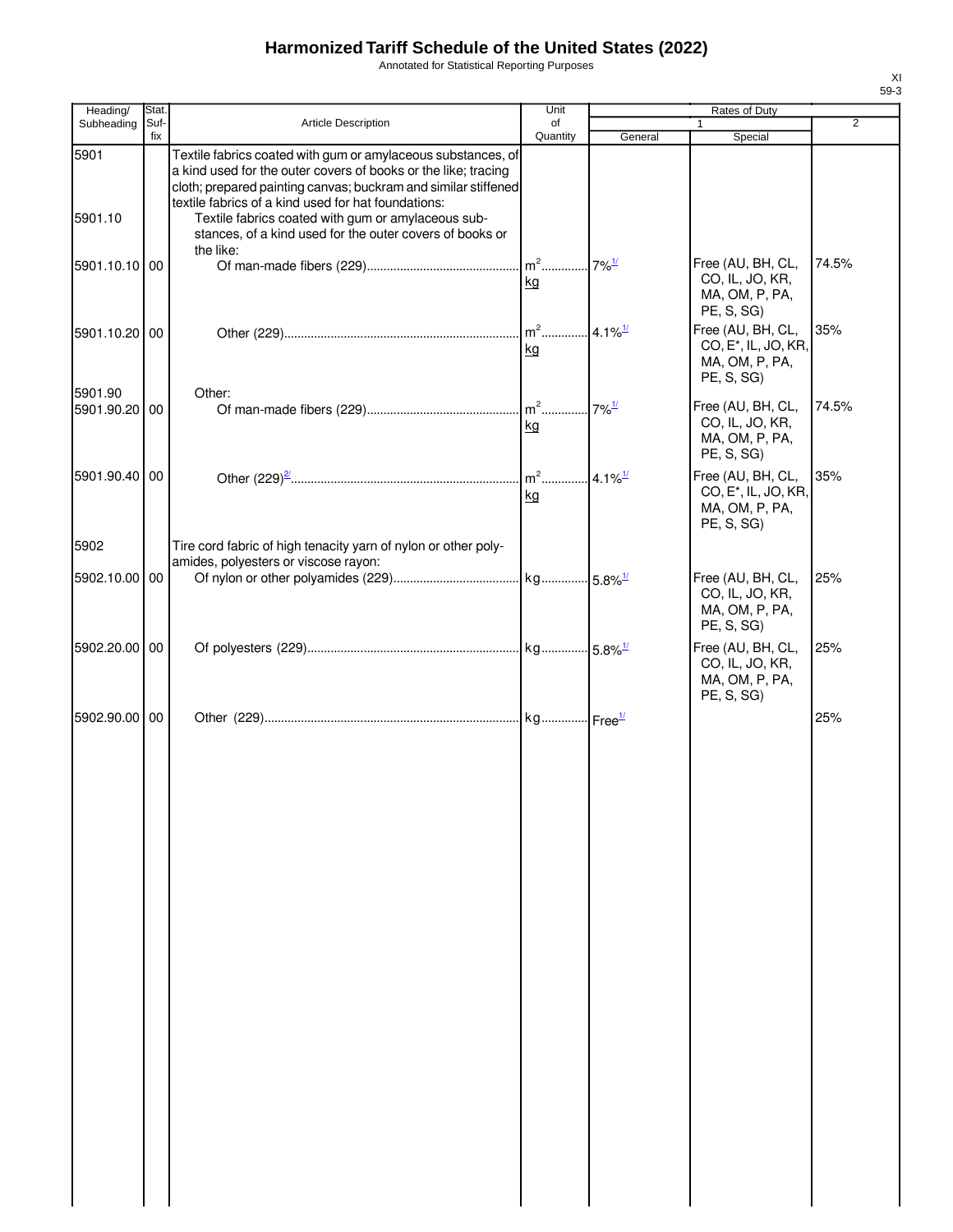# Harmonized Tariff Schedule of the United States (2022)

Annotated for Statistical Reporting Purposes

XI
59-3

| Heading/ Subheading | Stat. Suf- fix | Article Description | Unit of Quantity | Rates of Duty 1 General | Rates of Duty 1 Special | Rates of Duty 2 |
|---|---|---|---|---|---|---|
| 5901 | | Textile fabrics coated with gum or amylaceous substances, of a kind used for the outer covers of books or the like; tracing cloth; prepared painting canvas; buckram and similar stiffened textile fabrics of a kind used for hat foundations: | | | | |
| 5901.10 | | Textile fabrics coated with gum or amylaceous substances, of a kind used for the outer covers of books or the like: | | | | |
| 5901.10.10 | 00 | Of man-made fibers (229) | $m^2$ kg | 7%[1/] | Free (AU, BH, CL, CO, IL, JO, KR, MA, OM, P, PA, PE, S, SG) | 74.5% |
| 5901.10.20 | 00 | Other (229) | $m^2$ kg | 4.1%[1/] | Free (AU, BH, CL, CO, E*, IL, JO, KR, MA, OM, P, PA, PE, S, SG) | 35% |
| 5901.90 | | Other: | | | | |
| 5901.90.20 | 00 | Of man-made fibers (229) | $m^2$ kg | 7%[1/] | Free (AU, BH, CL, CO, IL, JO, KR, MA, OM, P, PA, PE, S, SG) | 74.5% |
| 5901.90.40 | 00 | Other (229)[2/] | $m^2$ kg | 4.1%[1/] | Free (AU, BH, CL, CO, E*, IL, JO, KR, MA, OM, P, PA, PE, S, SG) | 35% |
| 5902 | | Tire cord fabric of high tenacity yarn of nylon or other polyamides, polyesters or viscose rayon: | | | | |
| 5902.10.00 | 00 | Of nylon or other polyamides (229) | kg | 5.8%[1/] | Free (AU, BH, CL, CO, IL, JO, KR, MA, OM, P, PA, PE, S, SG) | 25% |
| 5902.20.00 | 00 | Of polyesters (229) | kg | 5.8%[1/] | Free (AU, BH, CL, CO, IL, JO, KR, MA, OM, P, PA, PE, S, SG) | 25% |
| 5902.90.00 | 00 | Other (229) | kg | Free[1/] | | 25% |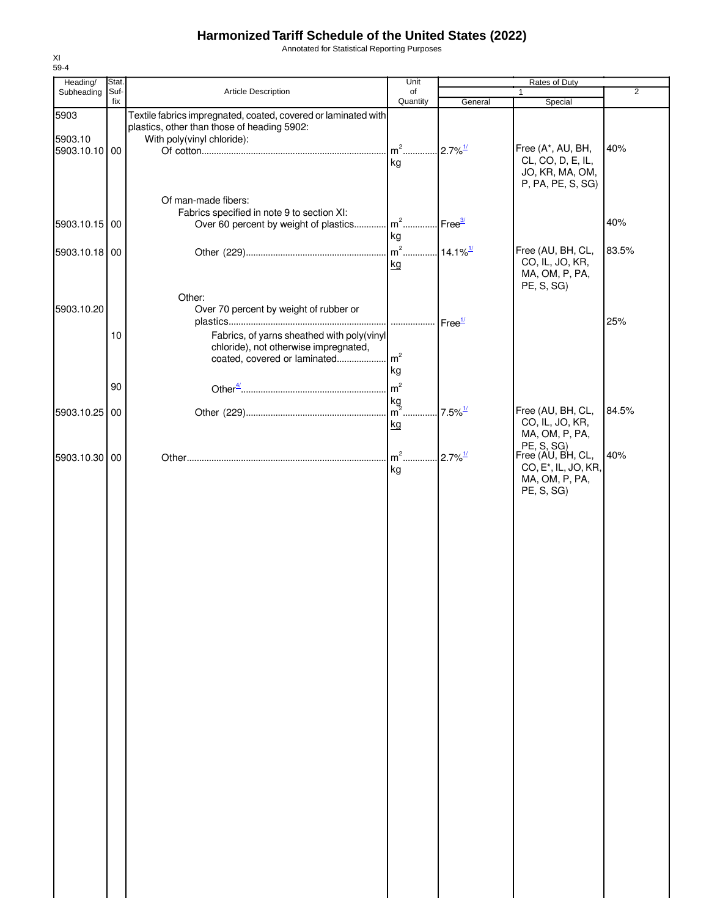# Harmonized Tariff Schedule of the United States (2022)

Annotated for Statistical Reporting Purposes

XI
59-4

| Heading/ Subheading | Stat. Suf- fix | Article Description | Unit of Quantity | Rates of Duty 1 General | Special | 2 |
|---|---|---|---|---|---|---|
| 5903 | | Textile fabrics impregnated, coated, covered or laminated with plastics, other than those of heading 5902: | | | | |
| 5903.10 | | With poly(vinyl chloride): | | | | |
| 5903.10.10 | 00 | Of cotton | $m^2$ kg | 2.7%[1/] | Free (A*, AU, BH, CL, CO, D, E, IL, JO, KR, MA, OM, P, PA, PE, S, SG) | 40% |
| | | Of man-made fibers: | | | | |
| | | Fabrics specified in note 9 to section XI: | | | | |
| 5903.10.15 | 00 | Over 60 percent by weight of plastics | $m^2$ kg | Free[3/] | | 40% |
| 5903.10.18 | 00 | Other (229) | $m^2$ kg | 14.1%[1/] | Free (AU, BH, CL, CO, IL, JO, KR, MA, OM, P, PA, PE, S, SG) | 83.5% |
| | | Other: | | | | |
| 5903.10.20 | | Over 70 percent by weight of rubber or plastics | | Free[1/] | | 25% |
| | 10 | Fabrics, of yarns sheathed with poly(vinyl chloride), not otherwise impregnated, coated, covered or laminated | $m^2$ kg | | | |
| | 90 | Other[4/] | $m^2$ kg | | | |
| 5903.10.25 | 00 | Other (229) | $m^2$ kg | 7.5%[1/] | Free (AU, BH, CL, CO, IL, JO, KR, MA, OM, P, PA, PE, S, SG) | 84.5% |
| 5903.10.30 | 00 | Other | $m^2$ kg | 2.7%[1/] | Free (AU, BH, CL, CO, E*, IL, JO, KR, MA, OM, P, PA, PE, S, SG) | 40% |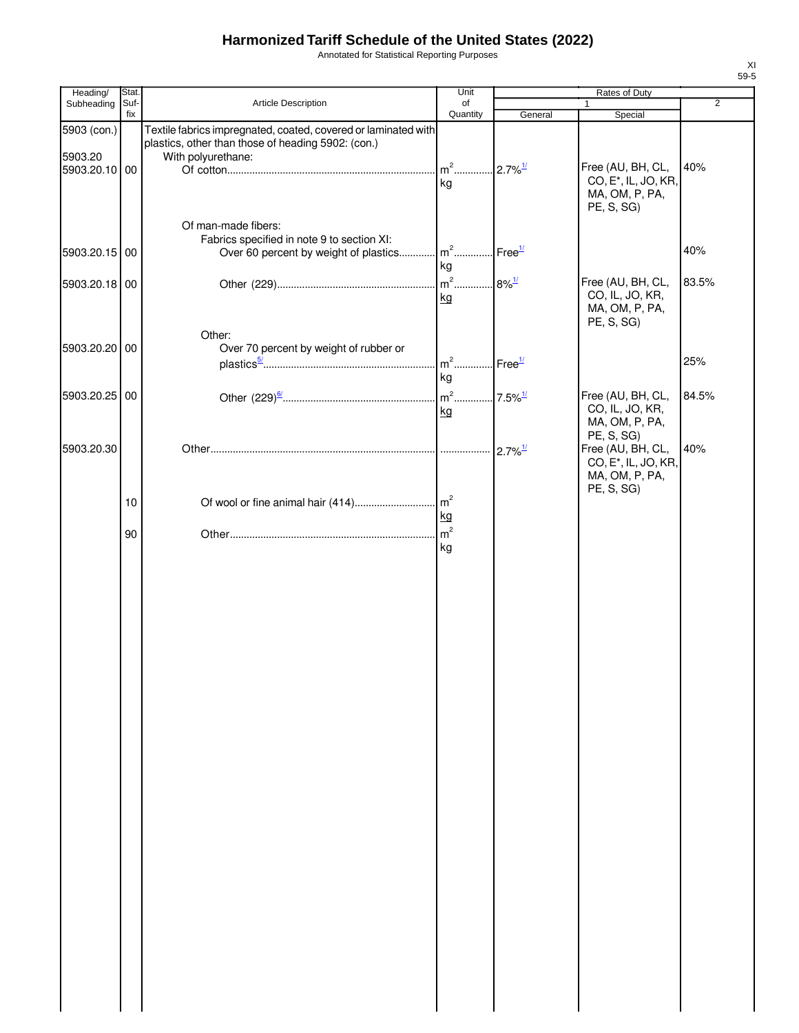# Harmonized Tariff Schedule of the United States (2022)

Annotated for Statistical Reporting Purposes

| Heading/ Subheading | Stat. Suf- fix | Article Description | Unit of Quantity | Rates of Duty 1 General | Rates of Duty 1 Special | Rates of Duty 2 |
|---|---|---|---|---|---|---|
| 5903 (con.) | | Textile fabrics impregnated, coated, covered or laminated with plastics, other than those of heading 5902: (con.) | | | | |
| 5903.20 | | With polyurethane: | | | | |
| 5903.20.10 | 00 | Of cotton | m² kg | 2.7%[1/] | Free (AU, BH, CL, CO, E*, IL, JO, KR, MA, OM, P, PA, PE, S, SG) | 40% |
| | | Of man-made fibers: | | | | |
| | | Fabrics specified in note 9 to section XI: | | | | |
| 5903.20.15 | 00 | Over 60 percent by weight of plastics | m² kg | Free[1/] | | 40% |
| 5903.20.18 | 00 | Other (229) | m² kg | 8%[1/] | Free (AU, BH, CL, CO, IL, JO, KR, MA, OM, P, PA, PE, S, SG) | 83.5% |
| | | Other: | | | | |
| 5903.20.20 | 00 | Over 70 percent by weight of rubber or plastics[5/] | m² kg | Free[1/] | | 25% |
| 5903.20.25 | 00 | Other (229)[6/] | m² kg | 7.5%[1/] | Free (AU, BH, CL, CO, IL, JO, KR, MA, OM, P, PA, PE, S, SG) | 84.5% |
| 5903.20.30 | | Other | | 2.7%[1/] | Free (AU, BH, CL, CO, E*, IL, JO, KR, MA, OM, P, PA, PE, S, SG) | 40% |
| | 10 | Of wool or fine animal hair (414) | m² kg | | | |
| | 90 | Other | m² kg | | | |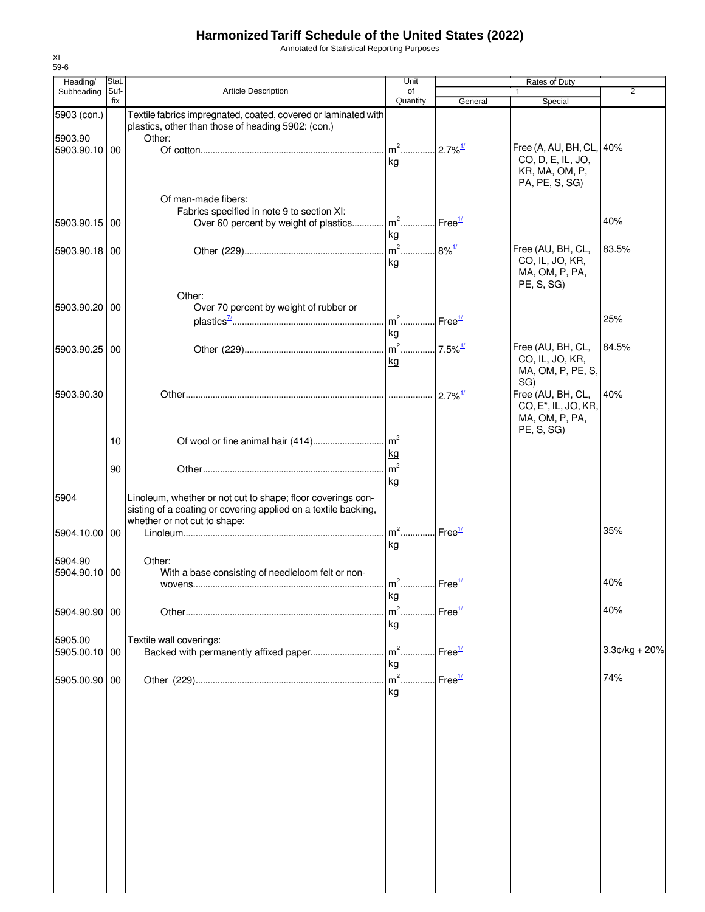# Harmonized Tariff Schedule of the United States (2022)

Annotated for Statistical Reporting Purposes

XI
59-6

| Heading/ Subheading | Stat. Suf- fix | Article Description | Unit of Quantity | Rates of Duty 1 General | Special | 2 |
|---|---|---|---|---|---|---|
| 5903 (con.) | | Textile fabrics impregnated, coated, covered or laminated with plastics, other than those of heading 5902: (con.) | | | | |
| 5903.90 | | Other: | | | | |
| 5903.90.10 | 00 | Of cotton | m² kg | 2.7%[1/] | Free (A, AU, BH, CL, CO, D, E, IL, JO, KR, MA, OM, P, PA, PE, S, SG) | 40% |
| | | Of man-made fibers: | | | | |
| | | Fabrics specified in note 9 to section XI: | | | | |
| 5903.90.15 | 00 | Over 60 percent by weight of plastics | m² kg | Free[1/] | | 40% |
| 5903.90.18 | 00 | Other (229) | m² kg | 8%[1/] | Free (AU, BH, CL, CO, IL, JO, KR, MA, OM, P, PA, PE, S, SG) | 83.5% |
| | | Other: | | | | |
| 5903.90.20 | 00 | Over 70 percent by weight of rubber or plastics[7/] | m² kg | Free[1/] | | 25% |
| 5903.90.25 | 00 | Other (229) | m² kg | 7.5%[1/] | Free (AU, BH, CL, CO, IL, JO, KR, MA, OM, P, PE, S, SG) | 84.5% |
| 5903.90.30 | | Other | | 2.7%[1/] | Free (AU, BH, CL, CO, E*, IL, JO, KR, MA, OM, P, PA, PE, S, SG) | 40% |
| | 10 | Of wool or fine animal hair (414) | m² kg | | | |
| | 90 | Other | m² kg | | | |
| 5904 | | Linoleum, whether or not cut to shape; floor coverings consisting of a coating or covering applied on a textile backing, whether or not cut to shape: | | | | |
| 5904.10.00 | 00 | Linoleum | m² kg | Free[1/] | | 35% |
| 5904.90 | | Other: | | | | |
| 5904.90.10 | 00 | With a base consisting of needleloom felt or nonwovens | m² kg | Free[1/] | | 40% |
| 5904.90.90 | 00 | Other | m² kg | Free[1/] | | 40% |
| 5905.00 | | Textile wall coverings: | | | | |
| 5905.00.10 | 00 | Backed with permanently affixed paper | m² kg | Free[1/] | | 3.3¢/kg + 20% |
| 5905.00.90 | 00 | Other (229) | m² kg | Free[1/] | | 74% |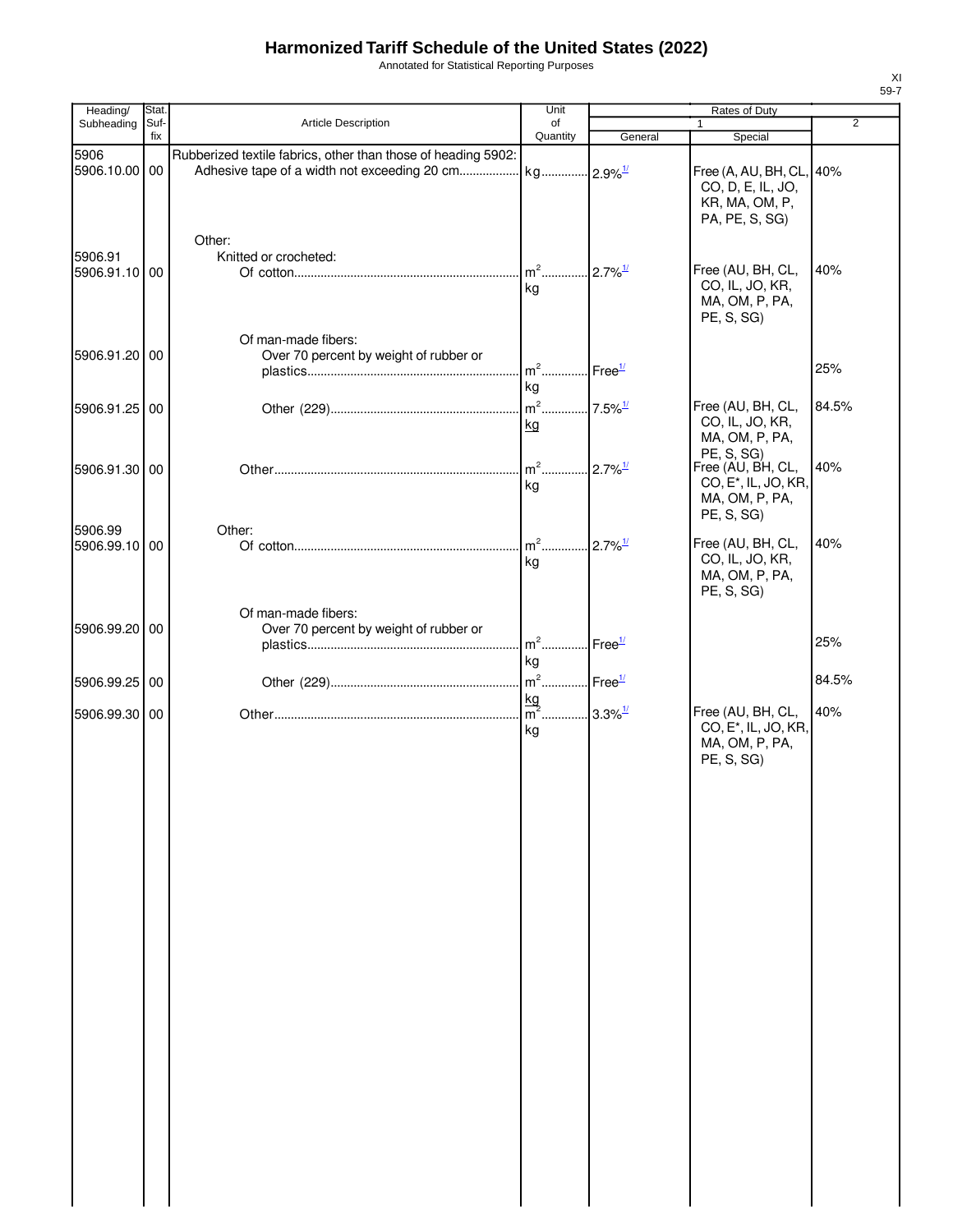# Harmonized Tariff Schedule of the United States (2022)

Annotated for Statistical Reporting Purposes

XI
59-7

| Heading/ Subheading | Stat. Suf-fix | Article Description | Unit of Quantity | Rates of Duty 1 General | Rates of Duty 1 Special | Rates of Duty 2 |
|---|---|---|---|---|---|---|
| 5906 | | Rubberized textile fabrics, other than those of heading 5902: | | | | |
| 5906.10.00 | 00 | Adhesive tape of a width not exceeding 20 cm | kg | 2.9%[1/] | Free (A, AU, BH, CL, CO, D, E, IL, JO, KR, MA, OM, P, PA, PE, S, SG) | 40% |
| | | Other: | | | | |
| 5906.91 | | Knitted or crocheted: | | | | |
| 5906.91.10 | 00 | Of cotton | $m^2$ kg | 2.7%[1/] | Free (AU, BH, CL, CO, IL, JO, KR, MA, OM, P, PA, PE, S, SG) | 40% |
| | | Of man-made fibers: | | | | |
| 5906.91.20 | 00 | Over 70 percent by weight of rubber or plastics | $m^2$ kg | Free[1/] | | 25% |
| 5906.91.25 | 00 | Other (229) | $m^2$ kg | 7.5%[1/] | Free (AU, BH, CL, CO, IL, JO, KR, MA, OM, P, PA, PE, S, SG) | 84.5% |
| 5906.91.30 | 00 | Other | $m^2$ kg | 2.7%[1/] | Free (AU, BH, CL, CO, E*, IL, JO, KR, MA, OM, P, PA, PE, S, SG) | 40% |
| 5906.99 | | Other: | | | | |
| 5906.99.10 | 00 | Of cotton | $m^2$ kg | 2.7%[1/] | Free (AU, BH, CL, CO, IL, JO, KR, MA, OM, P, PA, PE, S, SG) | 40% |
| | | Of man-made fibers: | | | | |
| 5906.99.20 | 00 | Over 70 percent by weight of rubber or plastics | $m^2$ kg | Free[1/] | | 25% |
| 5906.99.25 | 00 | Other (229) | $m^2$ kg | Free[1/] | | 84.5% |
| 5906.99.30 | 00 | Other | $m^2$ kg | 3.3%[1/] | Free (AU, BH, CL, CO, E*, IL, JO, KR, MA, OM, P, PA, PE, S, SG) | 40% |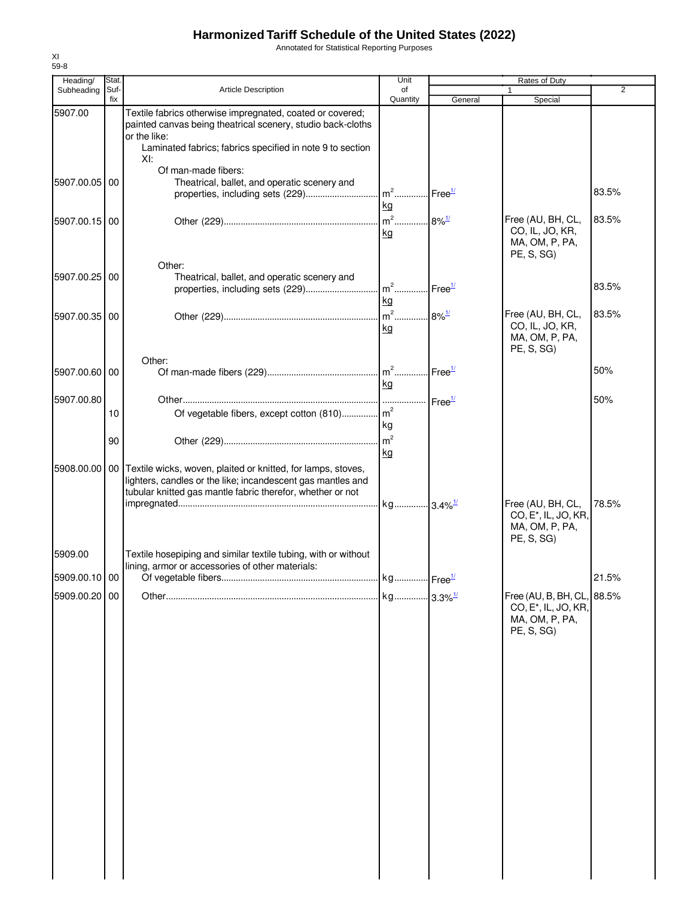# Harmonized Tariff Schedule of the United States (2022)

Annotated for Statistical Reporting Purposes

XI
59-8

| Heading/ Subheading | Stat. Suf- fix | Article Description | Unit of Quantity | Rates of Duty 1 General | Special | 2 |
|---|---|---|---|---|---|---|
| 5907.00 | | Textile fabrics otherwise impregnated, coated or covered; painted canvas being theatrical scenery, studio back-cloths or the like: | | | | |
| | | Laminated fabrics; fabrics specified in note 9 to section XI: | | | | |
| | | Of man-made fibers: | | | | |
| 5907.00.05 | 00 | Theatrical, ballet, and operatic scenery and properties, including sets (229) | $m^2$ kg | Free[1/] | | 83.5% |
| 5907.00.15 | 00 | Other (229) | $m^2$ kg | 8%[1/] | Free (AU, BH, CL, CO, IL, JO, KR, MA, OM, P, PA, PE, S, SG) | 83.5% |
| | | Other: | | | | |
| 5907.00.25 | 00 | Theatrical, ballet, and operatic scenery and properties, including sets (229) | $m^2$ kg | Free[1/] | | 83.5% |
| 5907.00.35 | 00 | Other (229) | $m^2$ kg | 8%[1/] | Free (AU, BH, CL, CO, IL, JO, KR, MA, OM, P, PA, PE, S, SG) | 83.5% |
| | | Other: | | | | |
| 5907.00.60 | 00 | Of man-made fibers (229) | $m^2$ kg | Free[1/] | | 50% |
| 5907.00.80 | | Other | | Free[1/] | | 50% |
| | 10 | Of vegetable fibers, except cotton (810) | $m^2$ kg | | | |
| | 90 | Other (229) | $m^2$ kg | | | |
| 5908.00.00 | 00 | Textile wicks, woven, plaited or knitted, for lamps, stoves, lighters, candles or the like; incandescent gas mantles and tubular knitted gas mantle fabric therefor, whether or not impregnated | kg | 3.4%[1/] | Free (AU, BH, CL, CO, E*, IL, JO, KR, MA, OM, P, PA, PE, S, SG) | 78.5% |
| 5909.00 | | Textile hosepiping and similar textile tubing, with or without lining, armor or accessories of other materials: | | | | |
| 5909.00.10 | 00 | Of vegetable fibers | kg | Free[1/] | | 21.5% |
| 5909.00.20 | 00 | Other | kg | 3.3%[1/] | Free (AU, B, BH, CL, CO, E*, IL, JO, KR, MA, OM, P, PA, PE, S, SG) | 88.5% |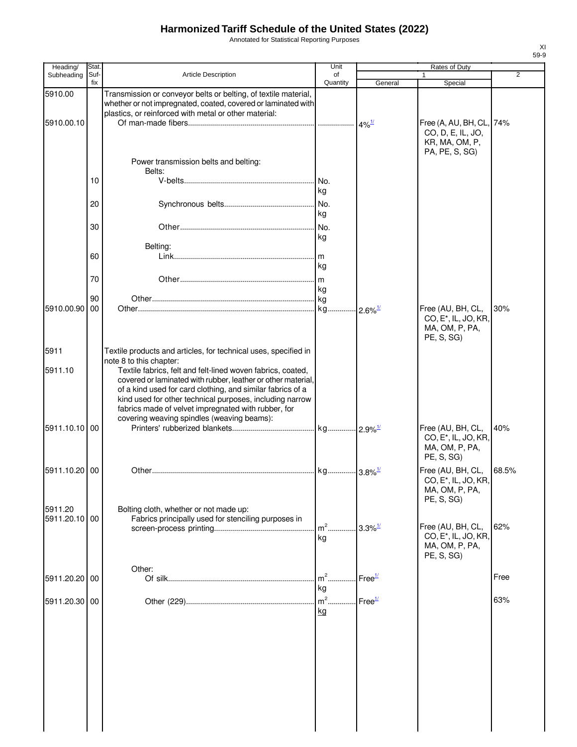# Harmonized Tariff Schedule of the United States (2022)

Annotated for Statistical Reporting Purposes

XI
59-9

| Heading/ Subheading | Stat. Suf- fix | Article Description | Unit of Quantity | Rates of Duty 1 General | Special | 2 |
|---|---|---|---|---|---|---|
| 5910.00 | | Transmission or conveyor belts or belting, of textile material, whether or not impregnated, coated, covered or laminated with plastics, or reinforced with metal or other material: | | | | |
| 5910.00.10 | | Of man-made fibers | | 4%[1/] | Free (A, AU, BH, CL, CO, D, E, IL, JO, KR, MA, OM, P, PA, PE, S, SG) | 74% |
| | | Power transmission belts and belting: | | | | |
| | | Belts: | | | | |
| | 10 | V-belts | No. kg | | | |
| | 20 | Synchronous belts | No. kg | | | |
| | 30 | Other | No. kg | | | |
| | | Belting: | | | | |
| | 60 | Link | m kg | | | |
| | 70 | Other | m kg | | | |
| | 90 | Other | kg | | | |
| 5910.00.90 | 00 | Other | kg | 2.6%[1/] | Free (AU, BH, CL, CO, E*, IL, JO, KR, MA, OM, P, PA, PE, S, SG) | 30% |
| 5911 | | Textile products and articles, for technical uses, specified in note 8 to this chapter: | | | | |
| 5911.10 | | Textile fabrics, felt and felt-lined woven fabrics, coated, covered or laminated with rubber, leather or other material, of a kind used for card clothing, and similar fabrics of a kind used for other technical purposes, including narrow fabrics made of velvet impregnated with rubber, for covering weaving spindles (weaving beams): | | | | |
| 5911.10.10 | 00 | Printers' rubberized blankets | kg | 2.9%[1/] | Free (AU, BH, CL, CO, E*, IL, JO, KR, MA, OM, P, PA, PE, S, SG) | 40% |
| 5911.10.20 | 00 | Other | kg | 3.8%[1/] | Free (AU, BH, CL, CO, E*, IL, JO, KR, MA, OM, P, PA, PE, S, SG) | 68.5% |
| 5911.20 | | Bolting cloth, whether or not made up: | | | | |
| 5911.20.10 | 00 | Fabrics principally used for stenciling purposes in screen-process printing | $m^2$ kg | 3.3%[1/] | Free (AU, BH, CL, CO, E*, IL, JO, KR, MA, OM, P, PA, PE, S, SG) | 62% |
| | | Other: | | | | |
| 5911.20.20 | 00 | Of silk | $m^2$ kg | Free[1/] | | Free |
| 5911.20.30 | 00 | Other (229) | $m^2$ kg | Free[1/] | | 63% |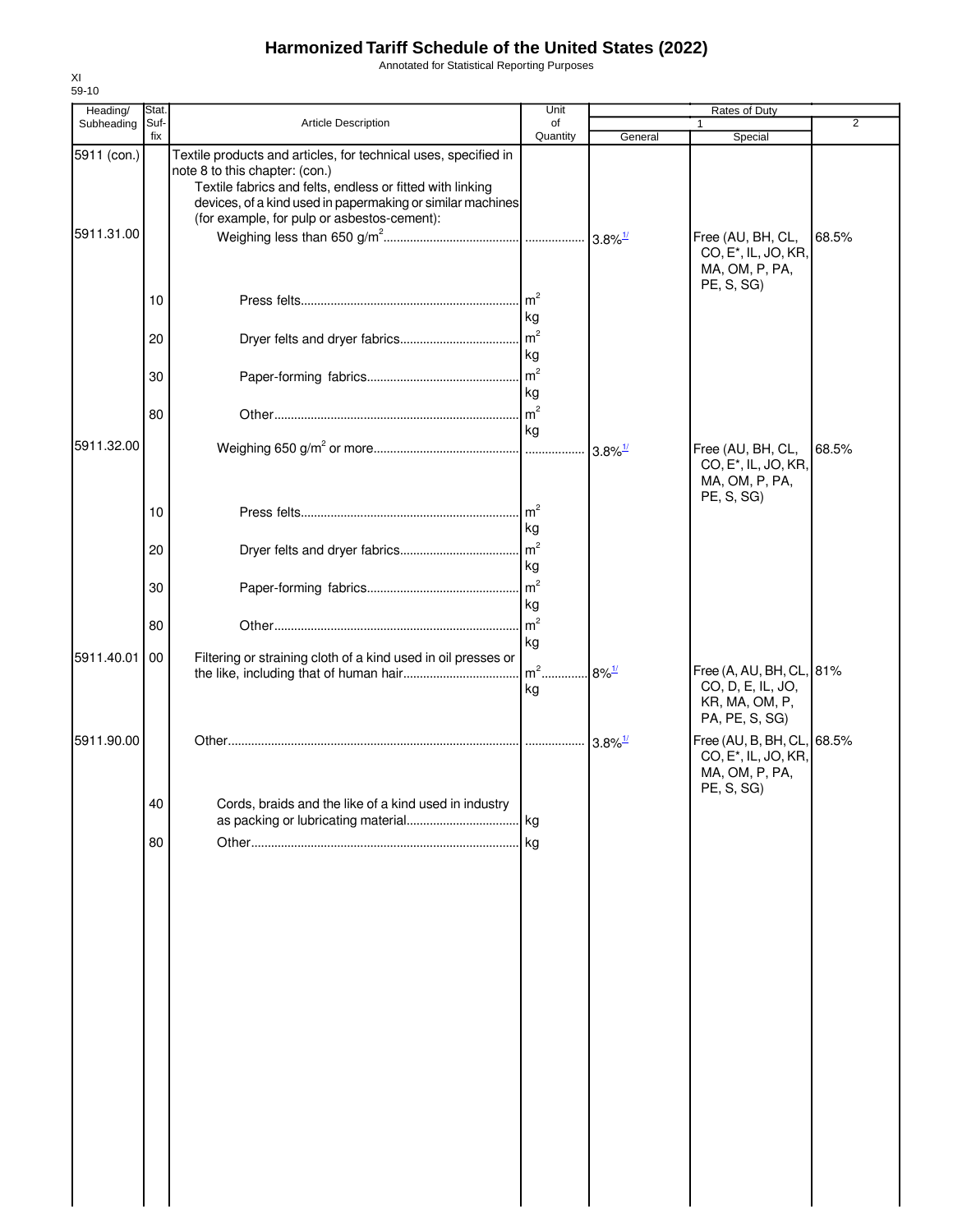# Harmonized Tariff Schedule of the United States (2022)

Annotated for Statistical Reporting Purposes

XI
59-10

| Heading/ Subheading | Stat. Suf-fix | Article Description | Unit of Quantity | Rates of Duty 1 General | Special | 2 |
|---|---|---|---|---|---|---|
| 5911 (con.) | | Textile products and articles, for technical uses, specified in note 8 to this chapter: (con.) | | | | |
| | | Textile fabrics and felts, endless or fitted with linking devices, of a kind used in papermaking or similar machines (for example, for pulp or asbestos-cement): | | | | |
| 5911.31.00 | | Weighing less than 650 g/m² | | 3.8%[1/] | Free (AU, BH, CL, CO, E*, IL, JO, KR, MA, OM, P, PA, PE, S, SG) | 68.5% |
| | 10 | Press felts | m² kg | | | |
| | 20 | Dryer felts and dryer fabrics | m² kg | | | |
| | 30 | Paper-forming fabrics | m² kg | | | |
| | 80 | Other | m² kg | | | |
| 5911.32.00 | | Weighing 650 g/m² or more | | 3.8%[1/] | Free (AU, BH, CL, CO, E*, IL, JO, KR, MA, OM, P, PA, PE, S, SG) | 68.5% |
| | 10 | Press felts | m² kg | | | |
| | 20 | Dryer felts and dryer fabrics | m² kg | | | |
| | 30 | Paper-forming fabrics | m² kg | | | |
| | 80 | Other | m² kg | | | |
| 5911.40.01 | 00 | Filtering or straining cloth of a kind used in oil presses or the like, including that of human hair | m² kg | 8%[1/] | Free (A, AU, BH, CL, CO, D, E, IL, JO, KR, MA, OM, P, PA, PE, S, SG) | 81% |
| 5911.90.00 | | Other | | 3.8%[1/] | Free (AU, B, BH, CL, CO, E*, IL, JO, KR, MA, OM, P, PA, PE, S, SG) | 68.5% |
| | 40 | Cords, braids and the like of a kind used in industry as packing or lubricating material | kg | | | |
| | 80 | Other | kg | | | |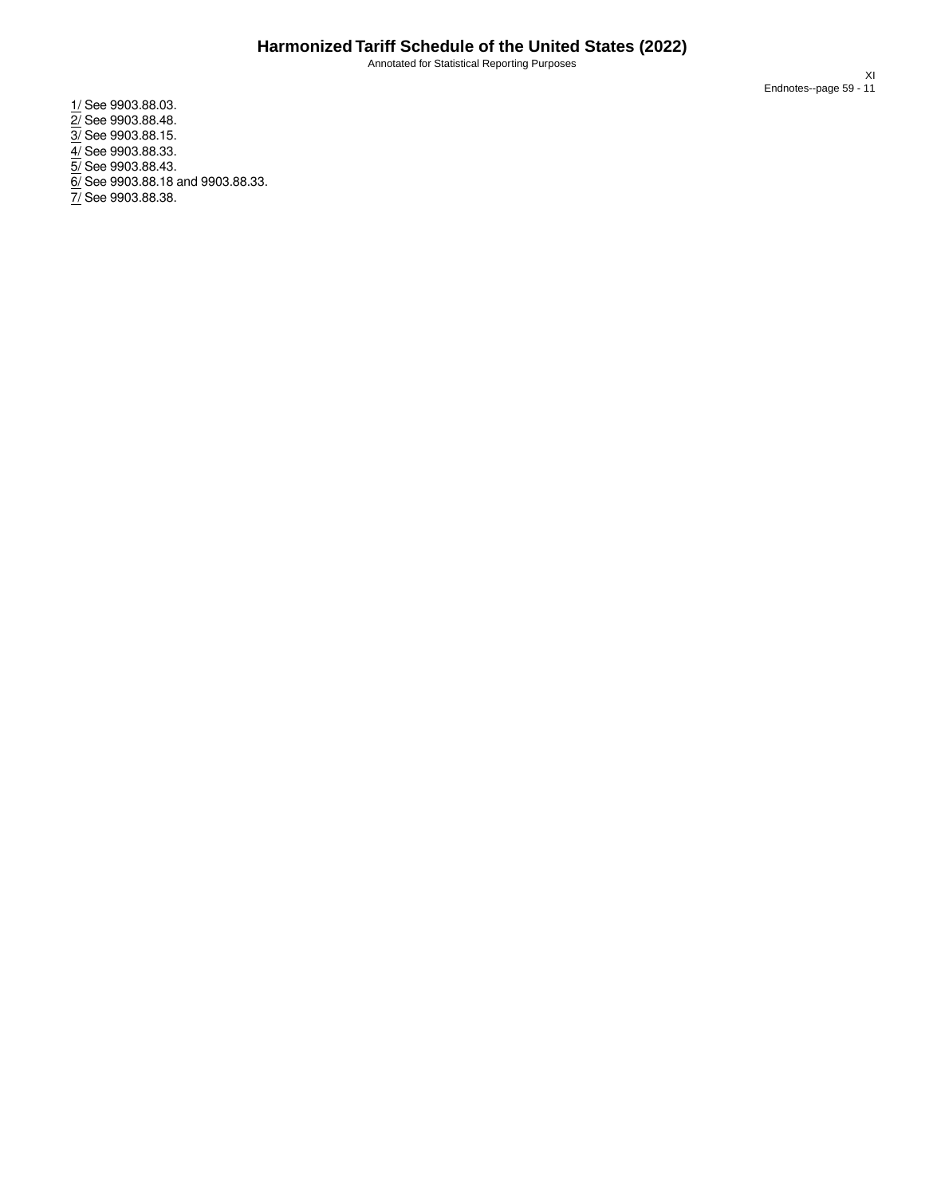1/ See 9903.88.03.
2/ See 9903.88.48.
3/ See 9903.88.15.
4/ See 9903.88.33.
5/ See 9903.88.43.
6/ See 9903.88.18 and 9903.88.33.
7/ See 9903.88.38.